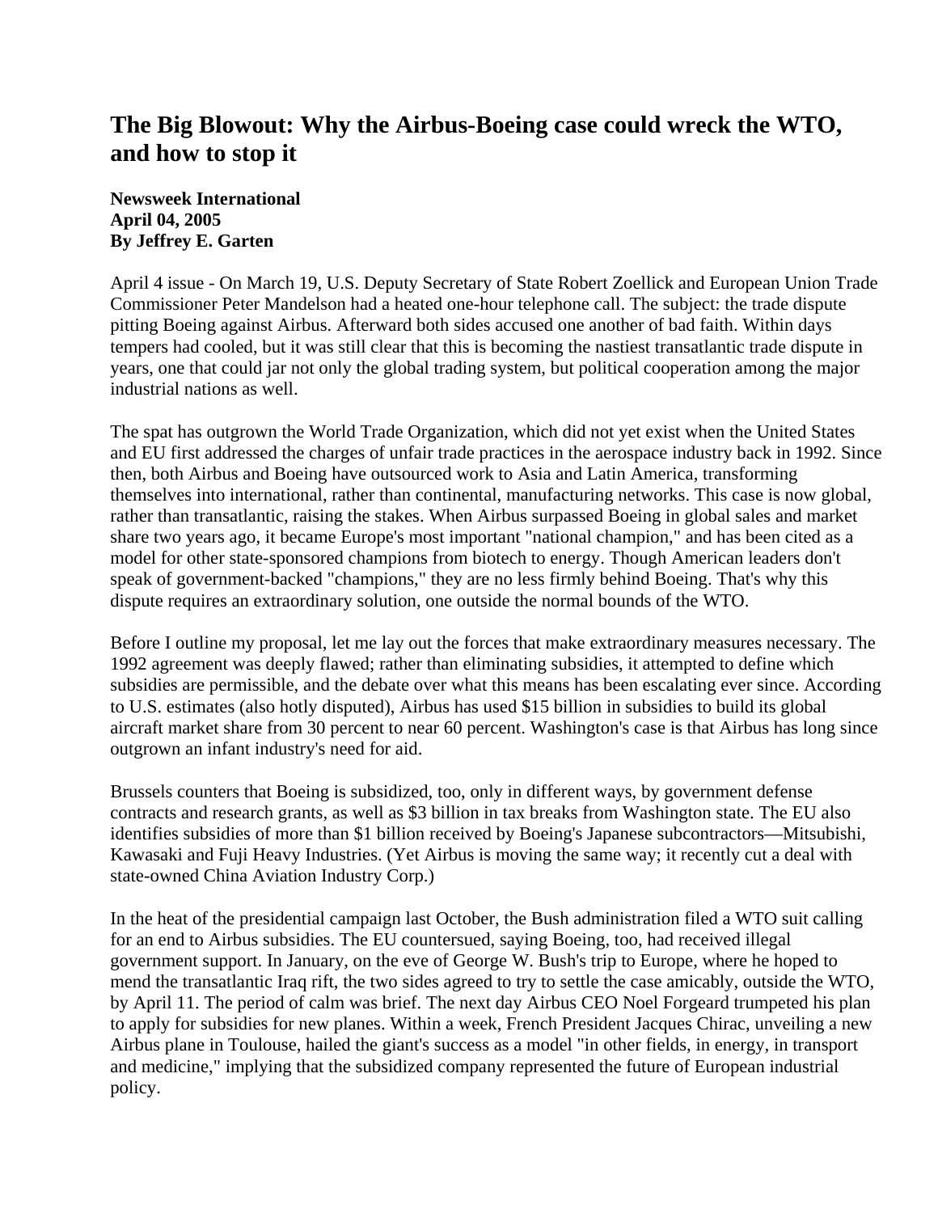# The Big Blowout: Why the Airbus-Boeing case could wreck the WTO, and how to stop it

**Newsweek International**
**April 04, 2005**
**By Jeffrey E. Garten**

April 4 issue - On March 19, U.S. Deputy Secretary of State Robert Zoellick and European Union Trade Commissioner Peter Mandelson had a heated one-hour telephone call. The subject: the trade dispute pitting Boeing against Airbus. Afterward both sides accused one another of bad faith. Within days tempers had cooled, but it was still clear that this is becoming the nastiest transatlantic trade dispute in years, one that could jar not only the global trading system, but political cooperation among the major industrial nations as well.

The spat has outgrown the World Trade Organization, which did not yet exist when the United States and EU first addressed the charges of unfair trade practices in the aerospace industry back in 1992. Since then, both Airbus and Boeing have outsourced work to Asia and Latin America, transforming themselves into international, rather than continental, manufacturing networks. This case is now global, rather than transatlantic, raising the stakes. When Airbus surpassed Boeing in global sales and market share two years ago, it became Europe's most important "national champion," and has been cited as a model for other state-sponsored champions from biotech to energy. Though American leaders don't speak of government-backed "champions," they are no less firmly behind Boeing. That's why this dispute requires an extraordinary solution, one outside the normal bounds of the WTO.

Before I outline my proposal, let me lay out the forces that make extraordinary measures necessary. The 1992 agreement was deeply flawed; rather than eliminating subsidies, it attempted to define which subsidies are permissible, and the debate over what this means has been escalating ever since. According to U.S. estimates (also hotly disputed), Airbus has used $15 billion in subsidies to build its global aircraft market share from 30 percent to near 60 percent. Washington's case is that Airbus has long since outgrown an infant industry's need for aid.

Brussels counters that Boeing is subsidized, too, only in different ways, by government defense contracts and research grants, as well as $3 billion in tax breaks from Washington state. The EU also identifies subsidies of more than $1 billion received by Boeing's Japanese subcontractors—Mitsubishi, Kawasaki and Fuji Heavy Industries. (Yet Airbus is moving the same way; it recently cut a deal with state-owned China Aviation Industry Corp.)

In the heat of the presidential campaign last October, the Bush administration filed a WTO suit calling for an end to Airbus subsidies. The EU countersued, saying Boeing, too, had received illegal government support. In January, on the eve of George W. Bush's trip to Europe, where he hoped to mend the transatlantic Iraq rift, the two sides agreed to try to settle the case amicably, outside the WTO, by April 11. The period of calm was brief. The next day Airbus CEO Noel Forgeard trumpeted his plan to apply for subsidies for new planes. Within a week, French President Jacques Chirac, unveiling a new Airbus plane in Toulouse, hailed the giant's success as a model "in other fields, in energy, in transport and medicine," implying that the subsidized company represented the future of European industrial policy.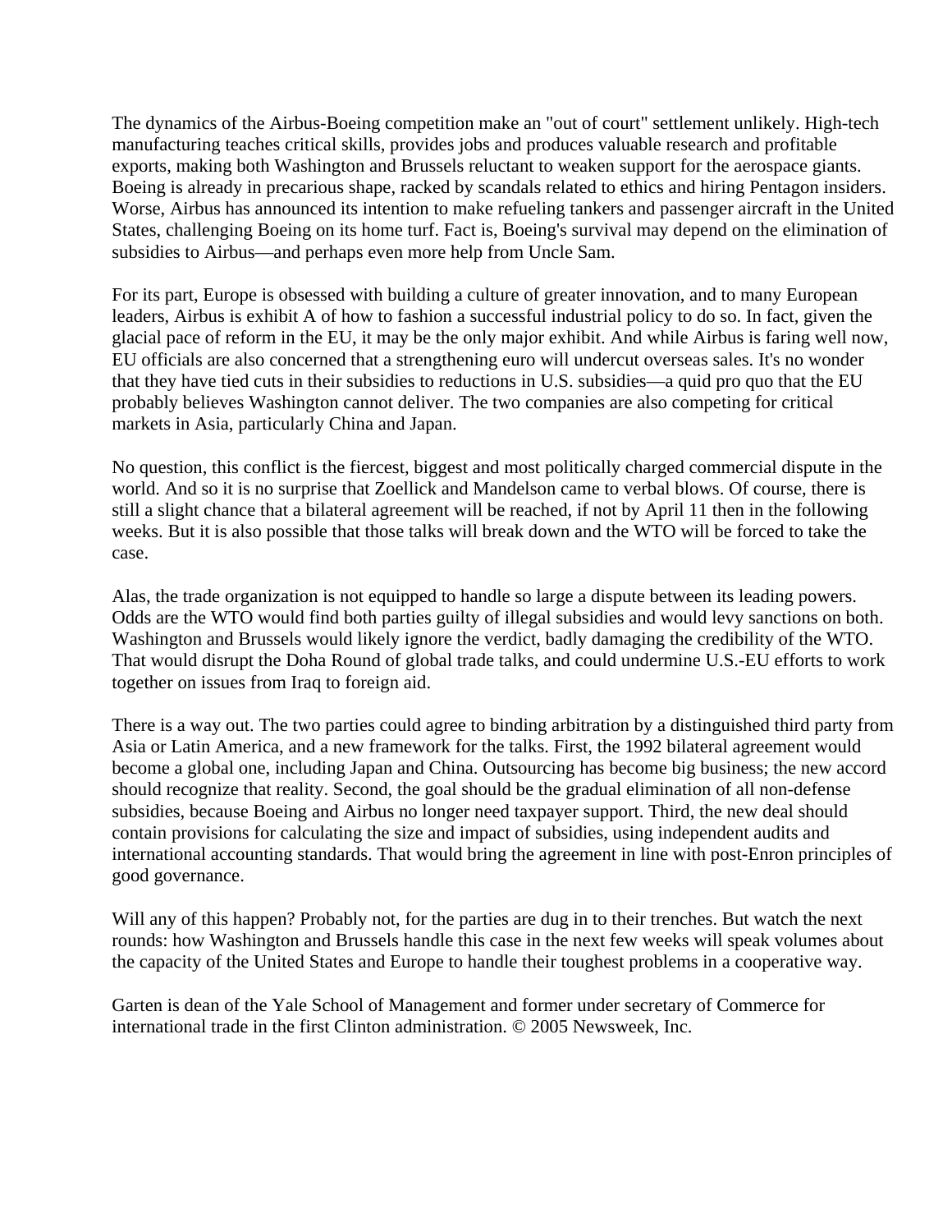The dynamics of the Airbus-Boeing competition make an "out of court" settlement unlikely. High-tech manufacturing teaches critical skills, provides jobs and produces valuable research and profitable exports, making both Washington and Brussels reluctant to weaken support for the aerospace giants. Boeing is already in precarious shape, racked by scandals related to ethics and hiring Pentagon insiders. Worse, Airbus has announced its intention to make refueling tankers and passenger aircraft in the United States, challenging Boeing on its home turf. Fact is, Boeing's survival may depend on the elimination of subsidies to Airbus—and perhaps even more help from Uncle Sam.

For its part, Europe is obsessed with building a culture of greater innovation, and to many European leaders, Airbus is exhibit A of how to fashion a successful industrial policy to do so. In fact, given the glacial pace of reform in the EU, it may be the only major exhibit. And while Airbus is faring well now, EU officials are also concerned that a strengthening euro will undercut overseas sales. It's no wonder that they have tied cuts in their subsidies to reductions in U.S. subsidies—a quid pro quo that the EU probably believes Washington cannot deliver. The two companies are also competing for critical markets in Asia, particularly China and Japan.

No question, this conflict is the fiercest, biggest and most politically charged commercial dispute in the world. And so it is no surprise that Zoellick and Mandelson came to verbal blows. Of course, there is still a slight chance that a bilateral agreement will be reached, if not by April 11 then in the following weeks. But it is also possible that those talks will break down and the WTO will be forced to take the case.

Alas, the trade organization is not equipped to handle so large a dispute between its leading powers. Odds are the WTO would find both parties guilty of illegal subsidies and would levy sanctions on both. Washington and Brussels would likely ignore the verdict, badly damaging the credibility of the WTO. That would disrupt the Doha Round of global trade talks, and could undermine U.S.-EU efforts to work together on issues from Iraq to foreign aid.

There is a way out. The two parties could agree to binding arbitration by a distinguished third party from Asia or Latin America, and a new framework for the talks. First, the 1992 bilateral agreement would become a global one, including Japan and China. Outsourcing has become big business; the new accord should recognize that reality. Second, the goal should be the gradual elimination of all non-defense subsidies, because Boeing and Airbus no longer need taxpayer support. Third, the new deal should contain provisions for calculating the size and impact of subsidies, using independent audits and international accounting standards. That would bring the agreement in line with post-Enron principles of good governance.

Will any of this happen? Probably not, for the parties are dug in to their trenches. But watch the next rounds: how Washington and Brussels handle this case in the next few weeks will speak volumes about the capacity of the United States and Europe to handle their toughest problems in a cooperative way.

Garten is dean of the Yale School of Management and former under secretary of Commerce for international trade in the first Clinton administration. © 2005 Newsweek, Inc.